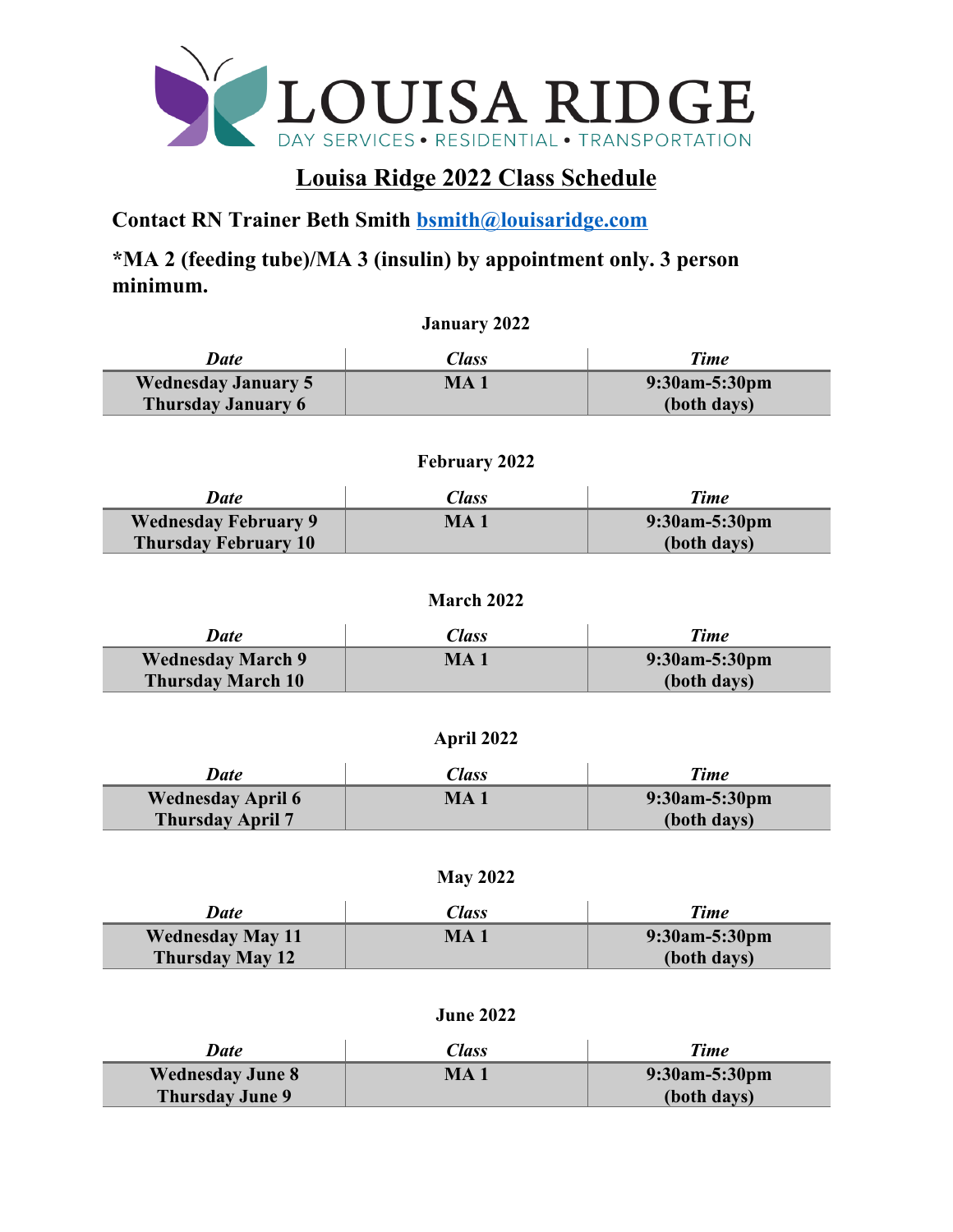LOUISA RIDGE

DAY SERVICES • RESIDENTIAL • TRANSPORTATION

# Louisa Ridge 2022 Class Schedule

**Contact RN Trainer Beth Smith bsmith@louisaridge.com**

**\*MA 2 (feeding tube)/MA 3 (insulin) by appointment only. 3 person minimum.**

**January 2022**

| *Date* | *Class* | *Time* |
|---|---|---|
| **Wednesday January 5**<br>**Thursday January 6** | **MA 1** | **9:30am-5:30pm**<br>**(both days)** |

**February 2022**

| *Date* | *Class* | *Time* |
|---|---|---|
| **Wednesday February 9**<br>**Thursday February 10** | **MA 1** | **9:30am-5:30pm**<br>**(both days)** |

**March 2022**

| *Date* | *Class* | *Time* |
|---|---|---|
| **Wednesday March 9**<br>**Thursday March 10** | **MA 1** | **9:30am-5:30pm**<br>**(both days)** |

**April 2022**

| *Date* | *Class* | *Time* |
|---|---|---|
| **Wednesday April 6**<br>**Thursday April 7** | **MA 1** | **9:30am-5:30pm**<br>**(both days)** |

**May 2022**

| *Date* | *Class* | *Time* |
|---|---|---|
| **Wednesday May 11**<br>**Thursday May 12** | **MA 1** | **9:30am-5:30pm**<br>**(both days)** |

**June 2022**

| *Date* | *Class* | *Time* |
|---|---|---|
| **Wednesday June 8**<br>**Thursday June 9** | **MA 1** | **9:30am-5:30pm**<br>**(both days)** |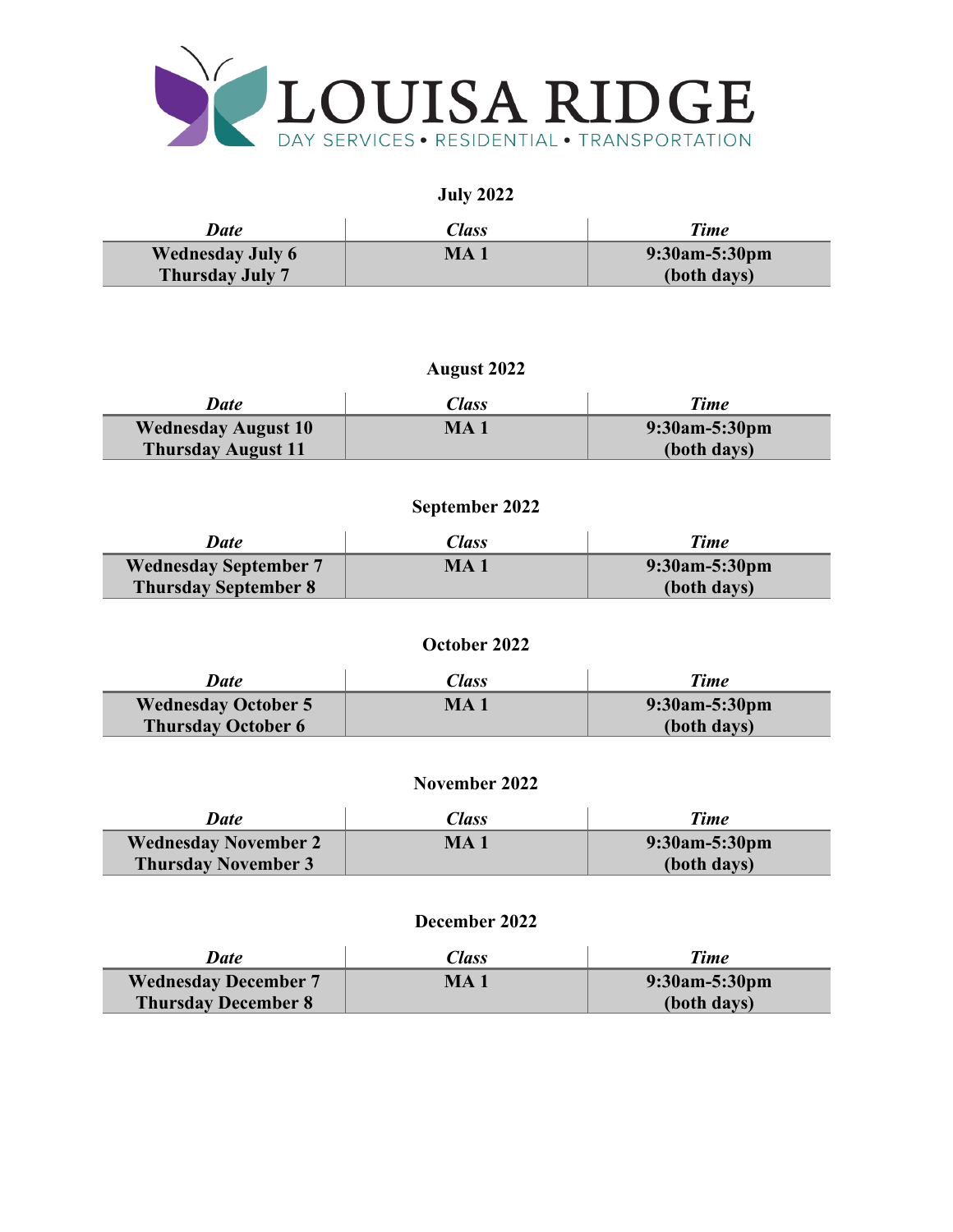LOUISA RIDGE

DAY SERVICES • RESIDENTIAL • TRANSPORTATION

**July 2022**

| *Date* | *Class* | *Time* |
|---|---|---|
| **Wednesday July 6**<br>**Thursday July 7** | **MA 1** | **9:30am-5:30pm**<br>**(both days)** |

**August 2022**

| *Date* | *Class* | *Time* |
|---|---|---|
| **Wednesday August 10**<br>**Thursday August 11** | **MA 1** | **9:30am-5:30pm**<br>**(both days)** |

**September 2022**

| *Date* | *Class* | *Time* |
|---|---|---|
| **Wednesday September 7**<br>**Thursday September 8** | **MA 1** | **9:30am-5:30pm**<br>**(both days)** |

**October 2022**

| *Date* | *Class* | *Time* |
|---|---|---|
| **Wednesday October 5**<br>**Thursday October 6** | **MA 1** | **9:30am-5:30pm**<br>**(both days)** |

**November 2022**

| *Date* | *Class* | *Time* |
|---|---|---|
| **Wednesday November 2**<br>**Thursday November 3** | **MA 1** | **9:30am-5:30pm**<br>**(both days)** |

**December 2022**

| *Date* | *Class* | *Time* |
|---|---|---|
| **Wednesday December 7**<br>**Thursday December 8** | **MA 1** | **9:30am-5:30pm**<br>**(both days)** |